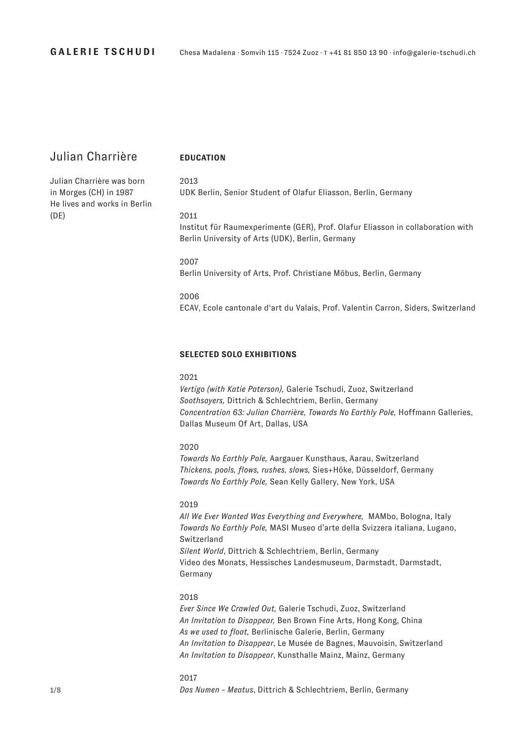**GALERIE TSCHUDI** Chesa Madalena · Somvih 115 · 7524 Zuoz · T +41 81 850 13 90 · info@galerie-tschudi.ch

# Julian Charrière

Julian Charrière was born in Morges (CH) in 1987
He lives and works in Berlin (DE)

## EDUCATION

2013
UDK Berlin, Senior Student of Olafur Eliasson, Berlin, Germany

2011
Institut für Raumexperimente (GER), Prof. Olafur Eliasson in collaboration with Berlin University of Arts (UDK), Berlin, Germany

2007
Berlin University of Arts, Prof. Christiane Möbus, Berlin, Germany

2006
ECAV, Ecole cantonale d'art du Valais, Prof. Valentin Carron, Siders, Switzerland

## SELECTED SOLO EXHIBITIONS

2021
*Vertigo (with Katie Paterson),* Galerie Tschudi, Zuoz, Switzerland
*Soothsayers,* Dittrich & Schlechtriem, Berlin, Germany
*Concentration 63: Julian Charrière, Towards No Earthly Pole,* Hoffmann Galleries, Dallas Museum Of Art, Dallas, USA

2020
*Towards No Earthly Pole,* Aargauer Kunsthaus, Aarau, Switzerland
*Thickens, pools, flows, rushes, slows,* Sies+Höke, Düsseldorf, Germany
*Towards No Earthly Pole,* Sean Kelly Gallery, New York, USA

2019
*All We Ever Wanted Was Everything and Everywhere,* MAMbo, Bologna, Italy
*Towards No Earthly Pole,* MASI Museo d'arte della Svizzera italiana, Lugano, Switzerland
*Silent World*, Dittrich & Schlechtriem, Berlin, Germany
Video des Monats, Hessisches Landesmuseum, Darmstadt, Darmstadt, Germany

2018
*Ever Since We Crawled Out,* Galerie Tschudi, Zuoz, Switzerland
*An Invitation to Disappear,* Ben Brown Fine Arts, Hong Kong, China
*As we used to float,* Berlinische Galerie, Berlin, Germany
*An Invitation to Disappear*, Le Musée de Bagnes, Mauvoisin, Switzerland
*An Invitation to Disappear*, Kunsthalle Mainz, Mainz, Germany

2017
*Das Numen - Meatus*, Dittrich & Schlechtriem, Berlin, Germany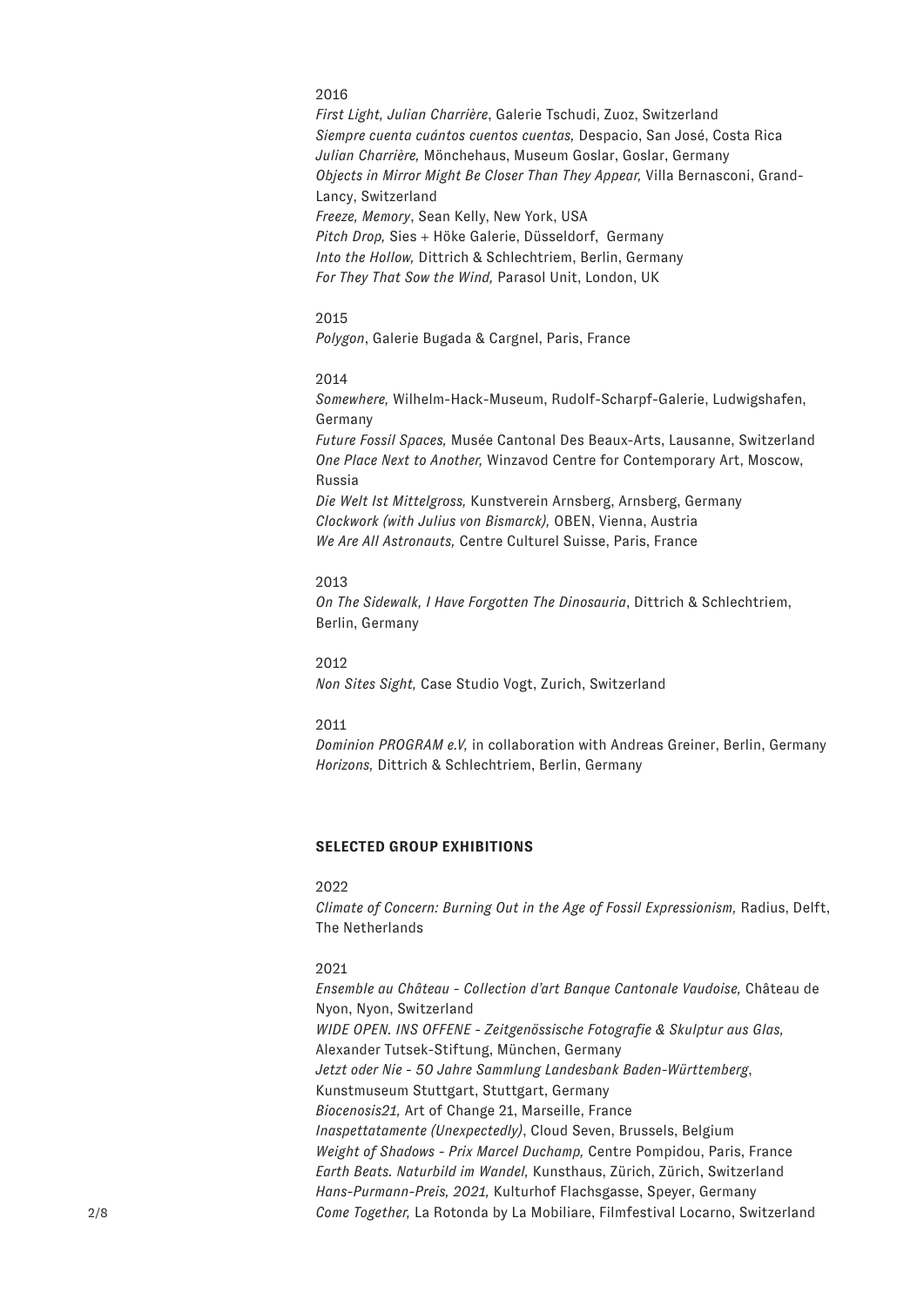2016

*First Light, Julian Charrière*, Galerie Tschudi, Zuoz, Switzerland
*Siempre cuenta cuántos cuentos cuentas,* Despacio, San José, Costa Rica
*Julian Charrière,* Mönchehaus, Museum Goslar, Goslar, Germany
*Objects in Mirror Might Be Closer Than They Appear,* Villa Bernasconi, Grand-Lancy, Switzerland
*Freeze, Memory*, Sean Kelly, New York, USA
*Pitch Drop,* Sies + Höke Galerie, Düsseldorf, Germany
*Into the Hollow,* Dittrich & Schlechtriem, Berlin, Germany
*For They That Sow the Wind,* Parasol Unit, London, UK

2015

*Polygon*, Galerie Bugada & Cargnel, Paris, France

2014

*Somewhere,* Wilhelm-Hack-Museum, Rudolf-Scharpf-Galerie, Ludwigshafen, Germany
*Future Fossil Spaces,* Musée Cantonal Des Beaux-Arts, Lausanne, Switzerland
*One Place Next to Another,* Winzavod Centre for Contemporary Art, Moscow, Russia
*Die Welt Ist Mittelgross,* Kunstverein Arnsberg, Arnsberg, Germany
*Clockwork (with Julius von Bismarck),* OBEN, Vienna, Austria
*We Are All Astronauts,* Centre Culturel Suisse, Paris, France

2013

*On The Sidewalk, I Have Forgotten The Dinosauria*, Dittrich & Schlechtriem, Berlin, Germany

2012

*Non Sites Sight,* Case Studio Vogt, Zurich, Switzerland

2011

*Dominion PROGRAM e.V,* in collaboration with Andreas Greiner, Berlin, Germany
*Horizons,* Dittrich & Schlechtriem, Berlin, Germany

## SELECTED GROUP EXHIBITIONS

2022

*Climate of Concern: Burning Out in the Age of Fossil Expressionism,* Radius, Delft, The Netherlands

2021

*Ensemble au Château - Collection d'art Banque Cantonale Vaudoise,* Château de Nyon, Nyon, Switzerland
*WIDE OPEN. INS OFFENE - Zeitgenössische Fotografie & Skulptur aus Glas,* Alexander Tutsek-Stiftung, München, Germany
*Jetzt oder Nie - 50 Jahre Sammlung Landesbank Baden-Württemberg*, Kunstmuseum Stuttgart, Stuttgart, Germany
*Biocenosis21,* Art of Change 21, Marseille, France
*Inaspettatamente (Unexpectedly)*, Cloud Seven, Brussels, Belgium
*Weight of Shadows - Prix Marcel Duchamp,* Centre Pompidou, Paris, France
*Earth Beats. Naturbild im Wandel,* Kunsthaus, Zürich, Zürich, Switzerland
*Hans-Purmann-Preis, 2021,* Kulturhof Flachsgasse, Speyer, Germany
*Come Together,* La Rotonda by La Mobiliare, Filmfestival Locarno, Switzerland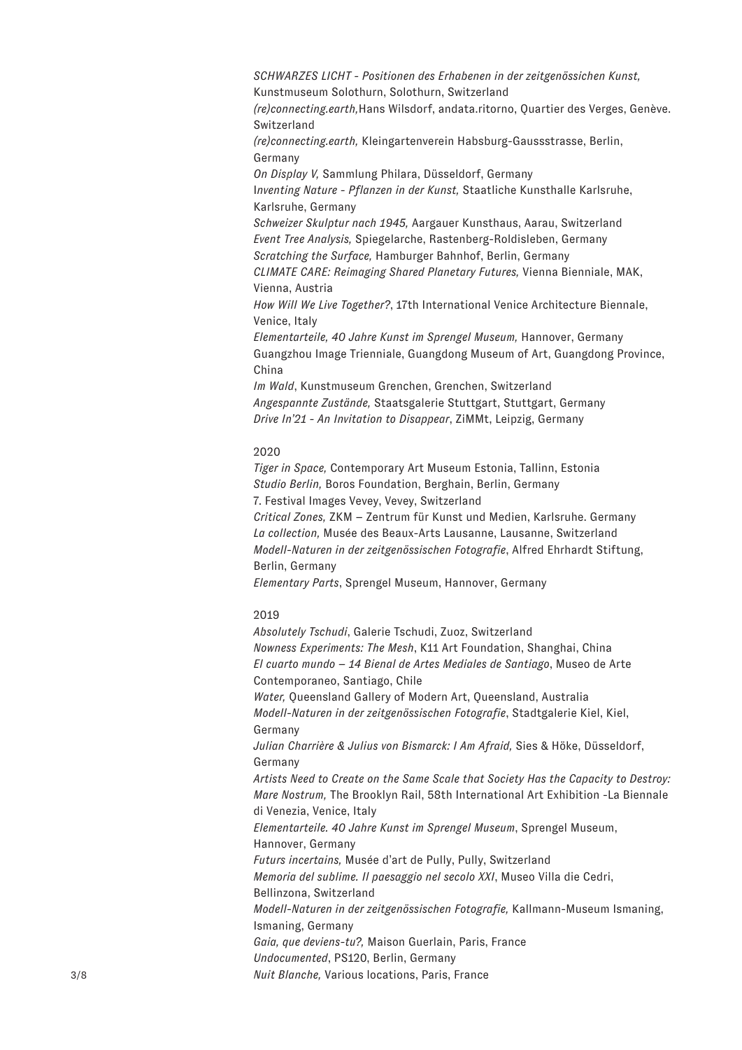*SCHWARZES LICHT - Positionen des Erhabenen in der zeitgenössichen Kunst,* Kunstmuseum Solothurn, Solothurn, Switzerland
*(re)connecting.earth,*Hans Wilsdorf, andata.ritorno, Quartier des Verges, Genève. Switzerland
*(re)connecting.earth,* Kleingartenverein Habsburg-Gaussstrasse, Berlin, Germany
*On Display V,* Sammlung Philara, Düsseldorf, Germany
I*nventing Nature - Pflanzen in der Kunst,* Staatliche Kunsthalle Karlsruhe, Karlsruhe, Germany
*Schweizer Skulptur nach 1945,* Aargauer Kunsthaus, Aarau, Switzerland
*Event Tree Analysis,* Spiegelarche, Rastenberg-Roldisleben, Germany
*Scratching the Surface,* Hamburger Bahnhof, Berlin, Germany
*CLIMATE CARE: Reimaging Shared Planetary Futures,* Vienna Bienniale, MAK, Vienna, Austria
*How Will We Live Together?*, 17th International Venice Architecture Biennale, Venice, Italy
*Elementarteile, 40 Jahre Kunst im Sprengel Museum,* Hannover, Germany
Guangzhou Image Trienniale, Guangdong Museum of Art, Guangdong Province, China
*Im Wald*, Kunstmuseum Grenchen, Grenchen, Switzerland
*Angespannte Zustände,* Staatsgalerie Stuttgart, Stuttgart, Germany
*Drive In'21 - An Invitation to Disappear*, ZiMMt, Leipzig, Germany

2020
*Tiger in Space,* Contemporary Art Museum Estonia, Tallinn, Estonia
*Studio Berlin,* Boros Foundation, Berghain, Berlin, Germany
7. Festival Images Vevey, Vevey, Switzerland
*Critical Zones,* ZKM – Zentrum für Kunst und Medien, Karlsruhe. Germany
*La collection,* Musée des Beaux-Arts Lausanne, Lausanne, Switzerland
*Modell-Naturen in der zeitgenössischen Fotografie*, Alfred Ehrhardt Stiftung, Berlin, Germany
*Elementary Parts*, Sprengel Museum, Hannover, Germany

2019
*Absolutely Tschudi*, Galerie Tschudi, Zuoz, Switzerland
*Nowness Experiments: The Mesh*, K11 Art Foundation, Shanghai, China
*El cuarto mundo – 14 Bienal de Artes Mediales de Santiago*, Museo de Arte Contemporaneo, Santiago, Chile
*Water,* Queensland Gallery of Modern Art, Queensland, Australia
*Modell-Naturen in der zeitgenössischen Fotografie*, Stadtgalerie Kiel, Kiel, Germany
*Julian Charrière & Julius von Bismarck: I Am Afraid,* Sies & Höke, Düsseldorf, Germany
*Artists Need to Create on the Same Scale that Society Has the Capacity to Destroy: Mare Nostrum,* The Brooklyn Rail, 58th International Art Exhibition -La Biennale di Venezia, Venice, Italy
*Elementarteile. 40 Jahre Kunst im Sprengel Museum*, Sprengel Museum, Hannover, Germany
*Futurs incertains,* Musée d'art de Pully, Pully, Switzerland
*Memoria del sublime. Il paesaggio nel secolo XXI*, Museo Villa die Cedri, Bellinzona, Switzerland
*Modell-Naturen in der zeitgenössischen Fotografie,* Kallmann-Museum Ismaning, Ismaning, Germany
*Gaia, que deviens-tu?,* Maison Guerlain, Paris, France
*Undocumented*, PS120, Berlin, Germany
*Nuit Blanche,* Various locations, Paris, France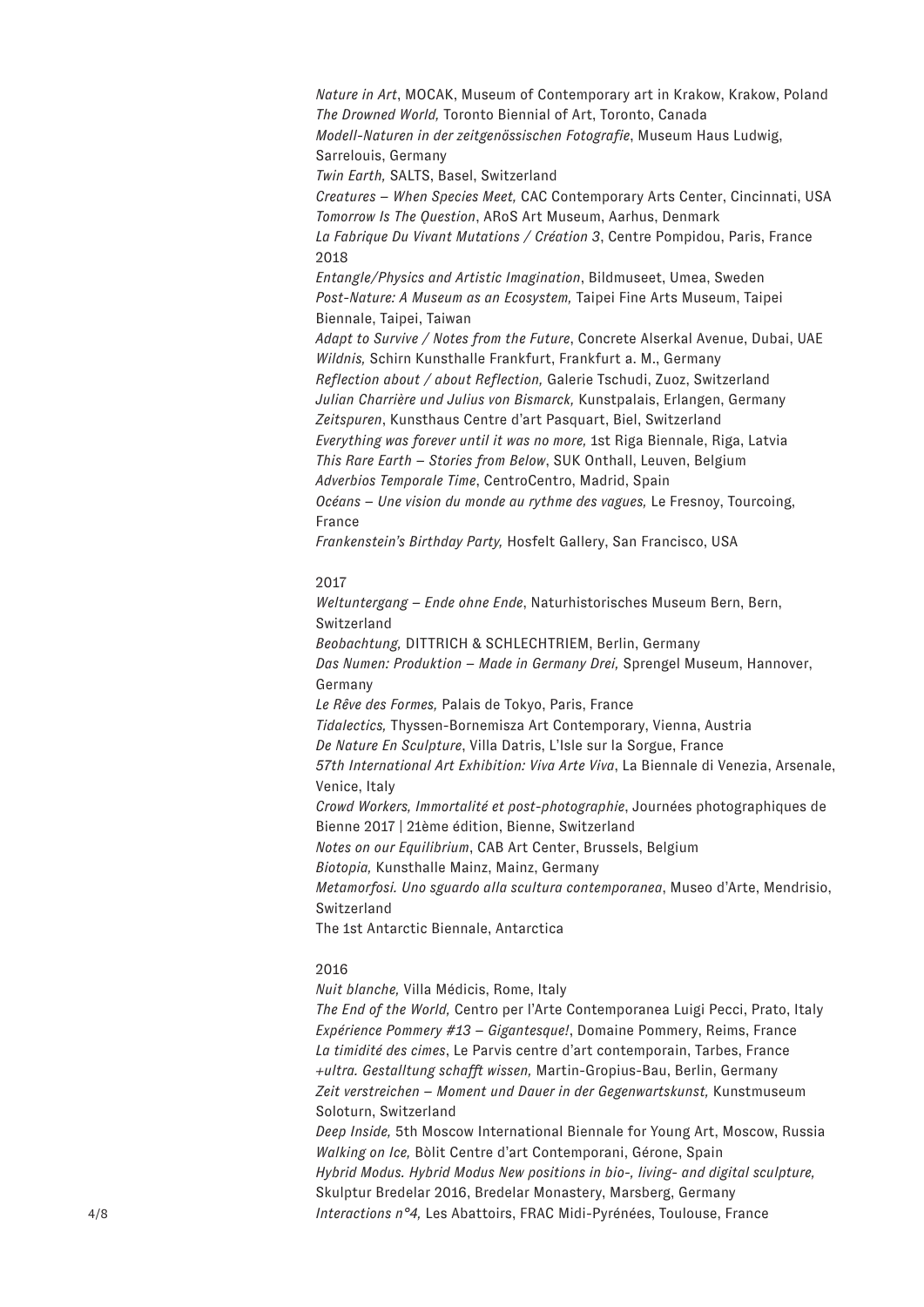*Nature in Art*, MOCAK, Museum of Contemporary art in Krakow, Krakow, Poland
*The Drowned World,* Toronto Biennial of Art, Toronto, Canada
*Modell-Naturen in der zeitgenössischen Fotografie*, Museum Haus Ludwig, Sarrelouis, Germany
*Twin Earth,* SALTS, Basel, Switzerland
*Creatures – When Species Meet,* CAC Contemporary Arts Center, Cincinnati, USA
*Tomorrow Is The Question*, ARoS Art Museum, Aarhus, Denmark
*La Fabrique Du Vivant Mutations / Création 3*, Centre Pompidou, Paris, France

2018

*Entangle/Physics and Artistic Imagination*, Bildmuseet, Umea, Sweden
*Post-Nature: A Museum as an Ecosystem,* Taipei Fine Arts Museum, Taipei Biennale, Taipei, Taiwan
*Adapt to Survive / Notes from the Future*, Concrete Alserkal Avenue, Dubai, UAE
*Wildnis,* Schirn Kunsthalle Frankfurt, Frankfurt a. M., Germany
*Reflection about / about Reflection,* Galerie Tschudi, Zuoz, Switzerland
*Julian Charrière und Julius von Bismarck,* Kunstpalais, Erlangen, Germany
*Zeitspuren*, Kunsthaus Centre d'art Pasquart, Biel, Switzerland
*Everything was forever until it was no more,* 1st Riga Biennale, Riga, Latvia
*This Rare Earth – Stories from Below*, SUK Onthall, Leuven, Belgium
*Adverbios Temporale Time*, CentroCentro, Madrid, Spain
*Océans – Une vision du monde au rythme des vagues,* Le Fresnoy, Tourcoing, France
*Frankenstein's Birthday Party,* Hosfelt Gallery, San Francisco, USA

2017

*Weltuntergang – Ende ohne Ende*, Naturhistorisches Museum Bern, Bern, Switzerland
*Beobachtung,* DITTRICH & SCHLECHTRIEM, Berlin, Germany
*Das Numen: Produktion – Made in Germany Drei,* Sprengel Museum, Hannover, Germany
*Le Rêve des Formes,* Palais de Tokyo, Paris, France
*Tidalectics,* Thyssen-Bornemisza Art Contemporary, Vienna, Austria
*De Nature En Sculpture*, Villa Datris, L'Isle sur la Sorgue, France
*57th International Art Exhibition: Viva Arte Viva*, La Biennale di Venezia, Arsenale, Venice, Italy
*Crowd Workers, Immortalité et post-photographie*, Journées photographiques de Bienne 2017 | 21ème édition, Bienne, Switzerland
*Notes on our Equilibrium*, CAB Art Center, Brussels, Belgium
*Biotopia,* Kunsthalle Mainz, Mainz, Germany
*Metamorfosi. Uno sguardo alla scultura contemporanea*, Museo d'Arte, Mendrisio, Switzerland
The 1st Antarctic Biennale, Antarctica

2016

*Nuit blanche,* Villa Médicis, Rome, Italy
*The End of the World,* Centro per l'Arte Contemporanea Luigi Pecci, Prato, Italy
*Expérience Pommery #13 – Gigantesque!*, Domaine Pommery, Reims, France
*La timidité des cimes*, Le Parvis centre d'art contemporain, Tarbes, France
*+ultra. Gestalltung schafft wissen,* Martin-Gropius-Bau, Berlin, Germany
*Zeit verstreichen – Moment und Dauer in der Gegenwartskunst,* Kunstmuseum Soloturn, Switzerland
*Deep Inside,* 5th Moscow International Biennale for Young Art, Moscow, Russia
*Walking on Ice,* Bòlit Centre d'art Contemporani, Gérone, Spain
*Hybrid Modus. Hybrid Modus New positions in bio-, living- and digital sculpture,* Skulptur Bredelar 2016, Bredelar Monastery, Marsberg, Germany
*Interactions n°4,* Les Abattoirs, FRAC Midi-Pyrénées, Toulouse, France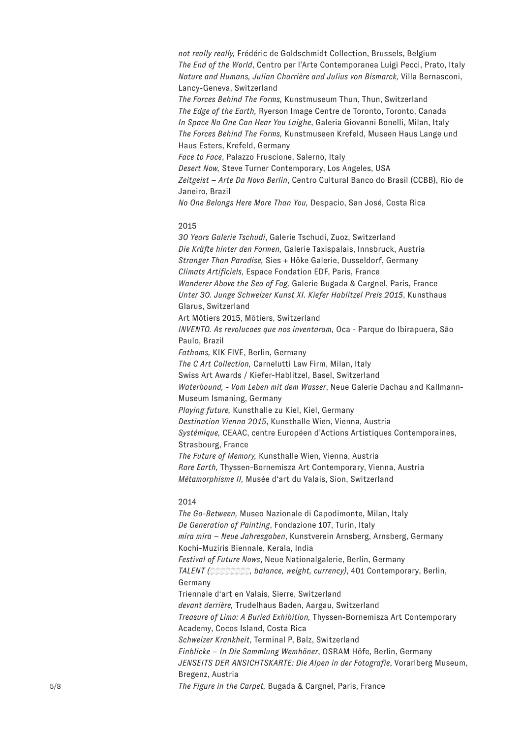*not really really,* Frédéric de Goldschmidt Collection, Brussels, Belgium
*The End of the World*, Centro per l'Arte Contemporanea Luigi Pecci, Prato, Italy
*Nature and Humans, Julian Charrière and Julius von Bismarck,* Villa Bernasconi, Lancy-Geneva, Switzerland
*The Forces Behind The Forms,* Kunstmuseum Thun, Thun, Switzerland
*The Edge of the Earth,* Ryerson Image Centre de Toronto, Toronto, Canada
*In Space No One Can Hear You Laighe*, Galeria Giovanni Bonelli, Milan, Italy
*The Forces Behind The Forms,* Kunstmuseen Krefeld, Museen Haus Lange und Haus Esters, Krefeld, Germany
*Face to Face*, Palazzo Fruscione, Salerno, Italy
*Desert Now,* Steve Turner Contemporary, Los Angeles, USA
*Zeitgeist – Arte Da Nova Berlin*, Centro Cultural Banco do Brasil (CCBB), Rio de Janeiro, Brazil
*No One Belongs Here More Than You,* Despacio, San José, Costa Rica

2015
*30 Years Galerie Tschudi*, Galerie Tschudi, Zuoz, Switzerland
*Die Kräfte hinter den Formen,* Galerie Taxispalais, Innsbruck, Austria
*Stranger Than Paradise,* Sies + Höke Galerie, Dusseldorf, Germany
*Climats Artificiels,* Espace Fondation EDF, Paris, France
*Wanderer Above the Sea of Fog,* Galerie Bugada & Cargnel, Paris, France
*Unter 30. Junge Schweizer Kunst XI. Kiefer Hablitzel Preis 2015*, Kunsthaus Glarus, Switzerland
Art Môtiers 2015, Môtiers, Switzerland
*INVENTO. As revolucoes que nos inventaram,* Oca - Parque do Ibirapuera, São Paulo, Brazil
*Fathoms,* KIK FIVE, Berlin, Germany
*The C Art Collection,* Carnelutti Law Firm, Milan, Italy
Swiss Art Awards / Kiefer-Hablitzel, Basel, Switzerland
*Waterbound, - Vom Leben mit dem Wasser*, Neue Galerie Dachau and Kallmann-Museum Ismaning, Germany
*Playing future,* Kunsthalle zu Kiel, Kiel, Germany
*Destination Vienna 2015*, Kunsthalle Wien, Vienna, Austria
*Systémique,* CEAAC, centre Européen d'Actions Artistiques Contemporaines, Strasbourg, France
*The Future of Memory,* Kunsthalle Wien, Vienna, Austria
*Rare Earth,* Thyssen-Bornemisza Art Contemporary, Vienna, Austria
*Métamorphisme II,* Musée d'art du Valais, Sion, Switzerland

2014
*The Go-Between,* Museo Nazionale di Capodimonte, Milan, Italy
*De Generation of Painting*, Fondazione 107, Turin, Italy
*mira mira – Neue Jahresgaben*, Kunstverein Arnsberg, Arnsberg, Germany
Kochi-Muziris Biennale, Kerala, India
*Festival of Future Nows*, Neue Nationalgalerie, Berlin, Germany
*TALENT (τάλαντον, balance, weight, currency)*, 401 Contemporary, Berlin, Germany
Triennale d'art en Valais, Sierre, Switzerland
*devant derrière,* Trudelhaus Baden, Aargau, Switzerland
*Treasure of Lima: A Buried Exhibition,* Thyssen-Bornemisza Art Contemporary Academy, Cocos Island, Costa Rica
*Schweizer Krankheit*, Terminal P, Balz, Switzerland
*Einblicke – In Die Sammlung Wemhöner*, OSRAM Höfe, Berlin, Germany
*JENSEITS DER ANSICHTSKARTE: Die Alpen in der Fotografie*, Vorarlberg Museum, Bregenz, Austria
*The Figure in the Carpet,* Bugada & Cargnel, Paris, France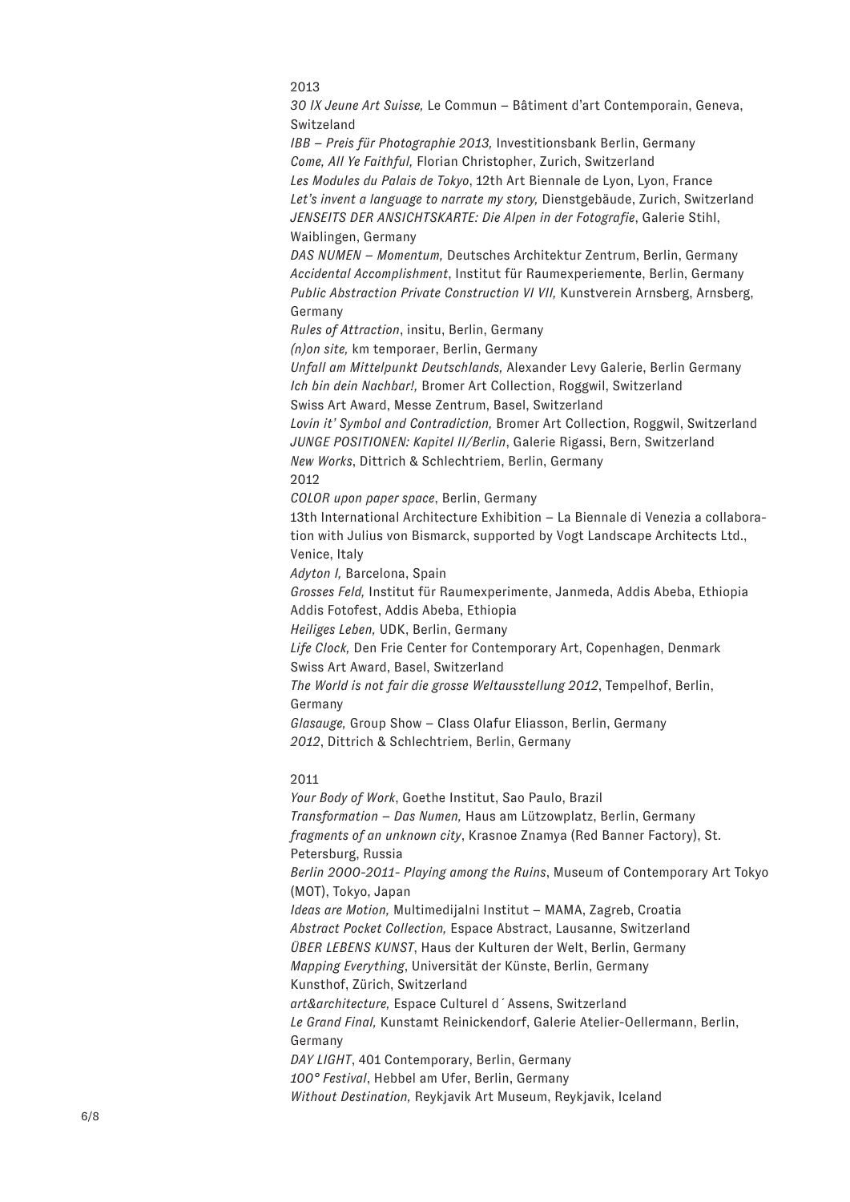2013

*30 IX Jeune Art Suisse,* Le Commun – Bâtiment d'art Contemporain, Geneva, Switzerland
*IBB – Preis für Photographie 2013,* Investitionsbank Berlin, Germany
*Come, All Ye Faithful,* Florian Christopher, Zurich, Switzerland
*Les Modules du Palais de Tokyo*, 12th Art Biennale de Lyon, Lyon, France
*Let's invent a language to narrate my story,* Dienstgebäude, Zurich, Switzerland
*JENSEITS DER ANSICHTSKARTE: Die Alpen in der Fotografie*, Galerie Stihl, Waiblingen, Germany
*DAS NUMEN – Momentum,* Deutsches Architektur Zentrum, Berlin, Germany
*Accidental Accomplishment*, Institut für Raumexperiemente, Berlin, Germany
*Public Abstraction Private Construction VI VII,* Kunstverein Arnsberg, Arnsberg, Germany
*Rules of Attraction*, insitu, Berlin, Germany
*(n)on site,* km temporaer, Berlin, Germany
*Unfall am Mittelpunkt Deutschlands,* Alexander Levy Galerie, Berlin Germany
*Ich bin dein Nachbar!,* Bromer Art Collection, Roggwil, Switzerland
Swiss Art Award, Messe Zentrum, Basel, Switzerland
*Lovin it' Symbol and Contradiction,* Bromer Art Collection, Roggwil, Switzerland
*JUNGE POSITIONEN: Kapitel II/Berlin*, Galerie Rigassi, Bern, Switzerland
*New Works*, Dittrich & Schlechtriem, Berlin, Germany

2012

*COLOR upon paper space*, Berlin, Germany
13th International Architecture Exhibition – La Biennale di Venezia a collaboration with Julius von Bismarck, supported by Vogt Landscape Architects Ltd., Venice, Italy
*Adyton I,* Barcelona, Spain
*Grosses Feld,* Institut für Raumexperimente, Janmeda, Addis Abeba, Ethiopia
Addis Fotofest, Addis Abeba, Ethiopia
*Heiliges Leben,* UDK, Berlin, Germany
*Life Clock,* Den Frie Center for Contemporary Art, Copenhagen, Denmark
Swiss Art Award, Basel, Switzerland
*The World is not fair die grosse Weltausstellung 2012*, Tempelhof, Berlin, Germany
*Glasauge,* Group Show – Class Olafur Eliasson, Berlin, Germany
*2012*, Dittrich & Schlechtriem, Berlin, Germany

2011

*Your Body of Work*, Goethe Institut, Sao Paulo, Brazil
*Transformation – Das Numen,* Haus am Lützowplatz, Berlin, Germany
*fragments of an unknown city*, Krasnoe Znamya (Red Banner Factory), St. Petersburg, Russia
*Berlin 2000-2011- Playing among the Ruins*, Museum of Contemporary Art Tokyo (MOT), Tokyo, Japan
*Ideas are Motion,* Multimedijalni Institut – MAMA, Zagreb, Croatia
*Abstract Pocket Collection,* Espace Abstract, Lausanne, Switzerland
*ÜBER LEBENS KUNST*, Haus der Kulturen der Welt, Berlin, Germany
*Mapping Everything*, Universität der Künste, Berlin, Germany
Kunsthof, Zürich, Switzerland
*art&architecture,* Espace Culturel d´Assens, Switzerland
*Le Grand Final,* Kunstamt Reinickendorf, Galerie Atelier-Oellermann, Berlin, Germany
*DAY LIGHT*, 401 Contemporary, Berlin, Germany
*100° Festival*, Hebbel am Ufer, Berlin, Germany
*Without Destination,* Reykjavik Art Museum, Reykjavik, Iceland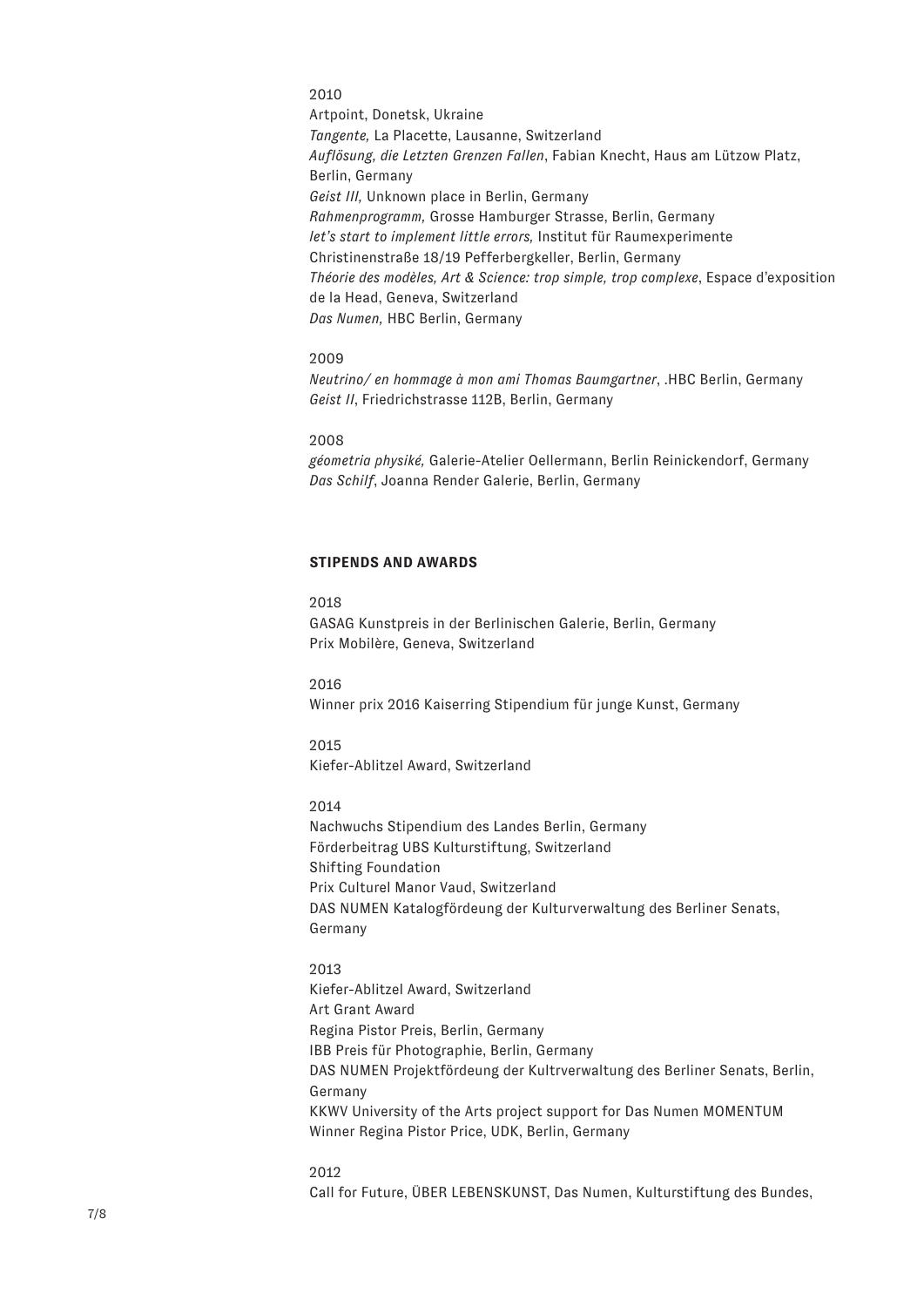2010

Artpoint, Donetsk, Ukraine
*Tangente,* La Placette, Lausanne, Switzerland
*Auflösung, die Letzten Grenzen Fallen*, Fabian Knecht, Haus am Lützow Platz, Berlin, Germany
*Geist III,* Unknown place in Berlin, Germany
*Rahmenprogramm,* Grosse Hamburger Strasse, Berlin, Germany
*let's start to implement little errors,* Institut für Raumexperimente Christinenstraße 18/19 Pefferbergkeller, Berlin, Germany
*Théorie des modèles, Art & Science: trop simple, trop complexe*, Espace d'exposition de la Head, Geneva, Switzerland
*Das Numen,* HBC Berlin, Germany

2009

*Neutrino/ en hommage à mon ami Thomas Baumgartner*, .HBC Berlin, Germany
*Geist II*, Friedrichstrasse 112B, Berlin, Germany

2008

*géometria physiké,* Galerie-Atelier Oellermann, Berlin Reinickendorf, Germany
*Das Schilf*, Joanna Render Galerie, Berlin, Germany

**STIPENDS AND AWARDS**

2018

GASAG Kunstpreis in der Berlinischen Galerie, Berlin, Germany
Prix Mobilère, Geneva, Switzerland

2016

Winner prix 2016 Kaiserring Stipendium für junge Kunst, Germany

2015

Kiefer-Ablitzel Award, Switzerland

2014

Nachwuchs Stipendium des Landes Berlin, Germany
Förderbeitrag UBS Kulturstiftung, Switzerland
Shifting Foundation
Prix Culturel Manor Vaud, Switzerland
DAS NUMEN Katalogfördeung der Kulturverwaltung des Berliner Senats, Germany

2013

Kiefer-Ablitzel Award, Switzerland
Art Grant Award
Regina Pistor Preis, Berlin, Germany
IBB Preis für Photographie, Berlin, Germany
DAS NUMEN Projektfördeung der Kultrverwaltung des Berliner Senats, Berlin, Germany
KKWV University of the Arts project support for Das Numen MOMENTUM
Winner Regina Pistor Price, UDK, Berlin, Germany

2012

Call for Future, ÜBER LEBENSKUNST, Das Numen, Kulturstiftung des Bundes,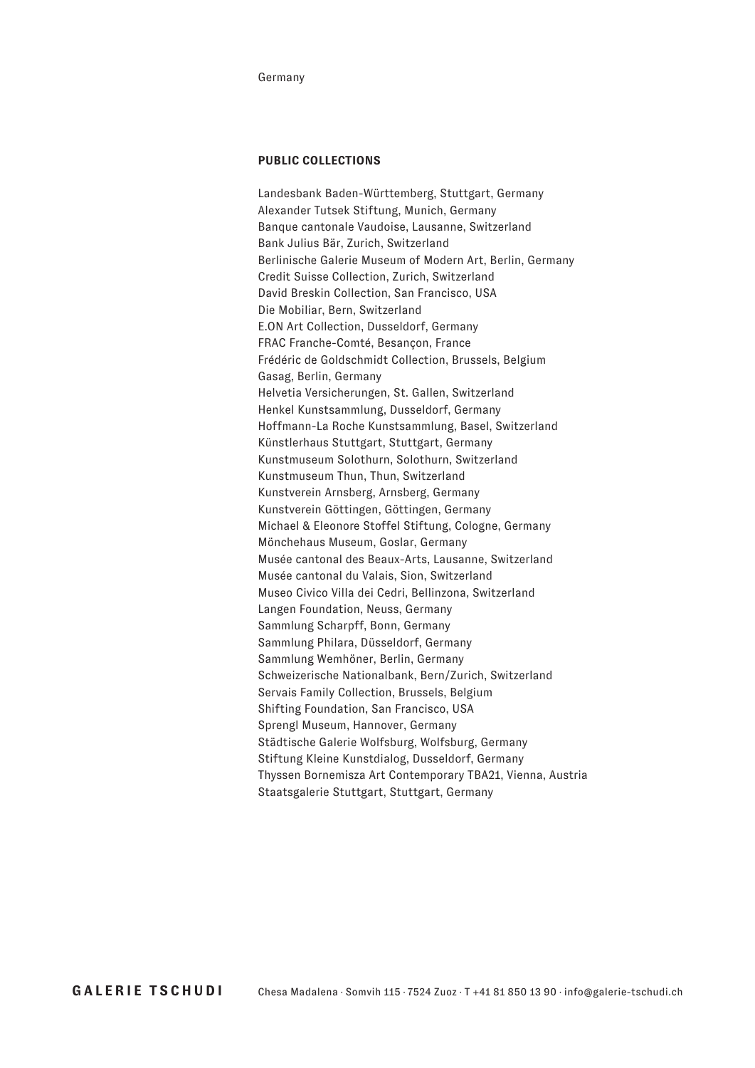Germany

**PUBLIC COLLECTIONS**

Landesbank Baden-Württemberg, Stuttgart, Germany
Alexander Tutsek Stiftung, Munich, Germany
Banque cantonale Vaudoise, Lausanne, Switzerland
Bank Julius Bär, Zurich, Switzerland
Berlinische Galerie Museum of Modern Art, Berlin, Germany
Credit Suisse Collection, Zurich, Switzerland
David Breskin Collection, San Francisco, USA
Die Mobiliar, Bern, Switzerland
E.ON Art Collection, Dusseldorf, Germany
FRAC Franche-Comté, Besançon, France
Frédéric de Goldschmidt Collection, Brussels, Belgium
Gasag, Berlin, Germany
Helvetia Versicherungen, St. Gallen, Switzerland
Henkel Kunstsammlung, Dusseldorf, Germany
Hoffmann-La Roche Kunstsammlung, Basel, Switzerland
Künstlerhaus Stuttgart, Stuttgart, Germany
Kunstmuseum Solothurn, Solothurn, Switzerland
Kunstmuseum Thun, Thun, Switzerland
Kunstverein Arnsberg, Arnsberg, Germany
Kunstverein Göttingen, Göttingen, Germany
Michael & Eleonore Stoffel Stiftung, Cologne, Germany
Mönchehaus Museum, Goslar, Germany
Musée cantonal des Beaux-Arts, Lausanne, Switzerland
Musée cantonal du Valais, Sion, Switzerland
Museo Civico Villa dei Cedri, Bellinzona, Switzerland
Langen Foundation, Neuss, Germany
Sammlung Scharpff, Bonn, Germany
Sammlung Philara, Düsseldorf, Germany
Sammlung Wemhöner, Berlin, Germany
Schweizerische Nationalbank, Bern/Zurich, Switzerland
Servais Family Collection, Brussels, Belgium
Shifting Foundation, San Francisco, USA
Sprengl Museum, Hannover, Germany
Städtische Galerie Wolfsburg, Wolfsburg, Germany
Stiftung Kleine Kunstdialog, Dusseldorf, Germany
Thyssen Bornemisza Art Contemporary TBA21, Vienna, Austria
Staatsgalerie Stuttgart, Stuttgart, Germany

**GALERIE TSCHUDI** Chesa Madalena · Somvih 115 · 7524 Zuoz · T +41 81 850 13 90 · info@galerie-tschudi.ch